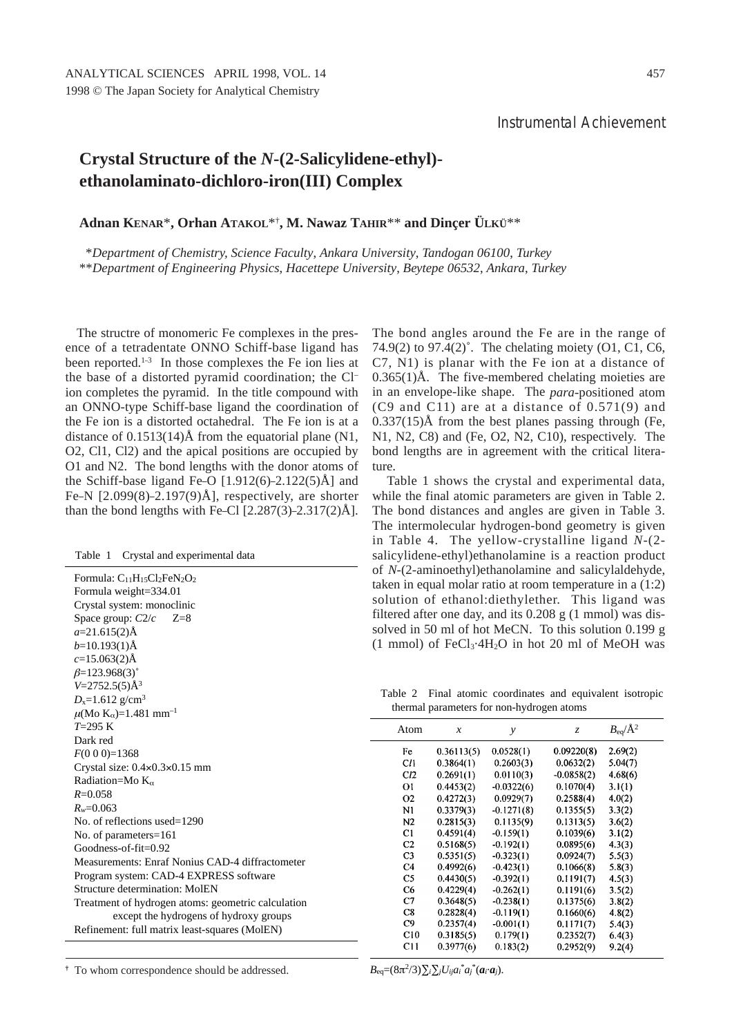Instrumental Achievement

# Crystal Structure of the *N*-(2-Salicylidene-ethyl)-ethanolaminato-dichloro-iron(III) Complex

**Adnan Kenar**\*, **Orhan Atakol**\*†, **M. Nawaz Tahir**\*\* **and Dinçer Ülkü**\*\*

\**Department of Chemistry, Science Faculty, Ankara University, Tandogan 06100, Turkey*
\*\**Department of Engineering Physics, Hacettepe University, Beytepe 06532, Ankara, Turkey*

The structre of monomeric Fe complexes in the presence of a tetradentate ONNO Schiff-base ligand has been reported.[1–3] In those complexes the Fe ion lies at the base of a distorted pyramid coordination; the $Cl^-$ ion completes the pyramid. In the title compound with an ONNO-type Schiff-base ligand the coordination of the Fe ion is a distorted octahedral. The Fe ion is at a distance of 0.1513(14)Å from the equatorial plane (N1, O2, Cl1, Cl2) and the apical positions are occupied by O1 and N2. The bond lengths with the donor atoms of the Schiff-base ligand Fe–O [1.912(6)–2.122(5)Å] and Fe–N [2.099(8)–2.197(9)Å], respectively, are shorter than the bond lengths with Fe–Cl [2.287(3)–2.317(2)Å]. The bond angles around the Fe are in the range of 74.9(2) to 97.4(2)˚. The chelating moiety (O1, C1, C6, C7, N1) is planar with the Fe ion at a distance of 0.365(1)Å. The five-membered chelating moieties are in an envelope-like shape. The *para*-positioned atom (C9 and C11) are at a distance of 0.571(9) and 0.337(15)Å from the best planes passing through (Fe, N1, N2, C8) and (Fe, O2, N2, C10), respectively. The bond lengths are in agreement with the critical literature.

Table 1 Crystal and experimental data

| |
|---|
| Formula: $C_{11}H_{15}Cl_2FeN_2O_2$ |
| Formula weight=334.01 |
| Crystal system: monoclinic |
| Space group: *C*2/*c*  Z=8 |
| *a*=21.615(2)Å |
| *b*=10.193(1)Å |
| *c*=15.063(2)Å |
| *β*=123.968(3)˚ |
| *V*=2752.5(5)Å$^3$ |
| $D_x$=1.612 g/cm$^3$ |
| $\mu$(Mo $K_\alpha$)=1.481 mm$^{-1}$ |
| *T*=295 K |
| Dark red |
| *F*(0 0 0)=1368 |
| Crystal size: 0.4×0.3×0.15 mm |
| Radiation=Mo $K_\alpha$ |
| *R*=0.058 |
| $R_w$=0.063 |
| No. of reflections used=1290 |
| No. of parameters=161 |
| Goodness-of-fit=0.92 |
| Measurements: Enraf Nonius CAD-4 diffractometer |
| Program system: CAD-4 EXPRESS software |
| Structure determination: MolEN |
| Treatment of hydrogen atoms: geometric calculation except the hydrogens of hydroxy groups |
| Refinement: full matrix least-squares (MolEN) |

Table 1 shows the crystal and experimental data, while the final atomic parameters are given in Table 2. The bond distances and angles are given in Table 3. The intermolecular hydrogen-bond geometry is given in Table 4. The yellow-crystalline ligand *N*-(2-salicylidene-ethyl)ethanolamine is a reaction product of *N*-(2-aminoethyl)ethanolamine and salicylaldehyde, taken in equal molar ratio at room temperature in a (1:2) solution of ethanol:diethylether. This ligand was filtered after one day, and its 0.208 g (1 mmol) was dissolved in 50 ml of hot MeCN. To this solution 0.199 g (1 mmol) of $FeCl_3 \cdot 4H_2O$ in hot 20 ml of MeOH was

Table 2 Final atomic coordinates and equivalent isotropic thermal parameters for non-hydrogen atoms

| Atom | *x* | *y* | *z* | $B_{eq}$/Å$^2$ |
|---|---|---|---|---|
| Fe | 0.36113(5) | 0.0528(1) | 0.09220(8) | 2.69(2) |
| Cl1 | 0.3864(1) | 0.2603(3) | 0.0632(2) | 5.04(7) |
| Cl2 | 0.2691(1) | 0.0110(3) | -0.0858(2) | 4.68(6) |
| O1 | 0.4453(2) | -0.0322(6) | 0.1070(4) | 3.1(1) |
| O2 | 0.4272(3) | 0.0929(7) | 0.2588(4) | 4.0(2) |
| N1 | 0.3379(3) | -0.1271(8) | 0.1355(5) | 3.3(2) |
| N2 | 0.2815(3) | 0.1135(9) | 0.1313(5) | 3.6(2) |
| C1 | 0.4591(4) | -0.159(1) | 0.1039(6) | 3.1(2) |
| C2 | 0.5168(5) | -0.192(1) | 0.0895(6) | 4.3(3) |
| C3 | 0.5351(5) | -0.323(1) | 0.0924(7) | 5.5(3) |
| C4 | 0.4992(6) | -0.423(1) | 0.1066(8) | 5.8(3) |
| C5 | 0.4430(5) | -0.392(1) | 0.1191(7) | 4.5(3) |
| C6 | 0.4229(4) | -0.262(1) | 0.1191(6) | 3.5(2) |
| C7 | 0.3648(5) | -0.238(1) | 0.1375(6) | 3.8(2) |
| C8 | 0.2828(4) | -0.119(1) | 0.1660(6) | 4.8(2) |
| C9 | 0.2357(4) | -0.001(1) | 0.1171(7) | 5.4(3) |
| C10 | 0.3185(5) | 0.179(1) | 0.2352(7) | 6.4(3) |
| C11 | 0.3977(6) | 0.183(2) | 0.2952(9) | 9.2(4) |

$B_{eq}=(8\pi^2/3)\sum_i\sum_j U_{ij}a_i^*a_j^*(\boldsymbol{a}_i\cdot\boldsymbol{a}_j)$.

† To whom correspondence should be addressed.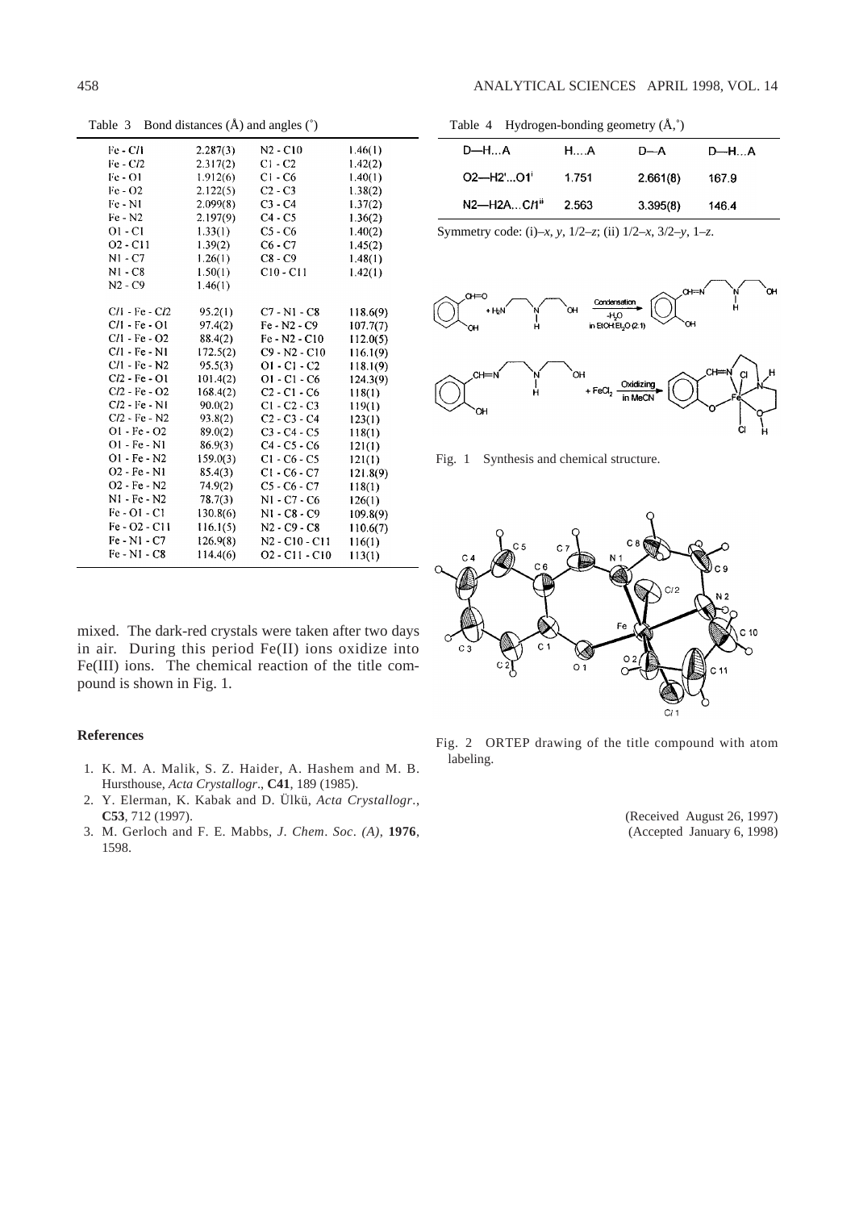Table 3 Bond distances (Å) and angles (˚)

| | | | |
|---|---|---|---|
| Fe - Cl1 | 2.287(3) | N2 - C10 | 1.46(1) |
| Fe - Cl2 | 2.317(2) | C1 - C2 | 1.42(2) |
| Fe - O1 | 1.912(6) | C1 - C6 | 1.40(1) |
| Fe - O2 | 2.122(5) | C2 - C3 | 1.38(2) |
| Fe - N1 | 2.099(8) | C3 - C4 | 1.37(2) |
| Fe - N2 | 2.197(9) | C4 - C5 | 1.36(2) |
| O1 - C1 | 1.33(1) | C5 - C6 | 1.40(2) |
| O2 - C11 | 1.39(2) | C6 - C7 | 1.45(2) |
| N1 - C7 | 1.26(1) | C8 - C9 | 1.48(1) |
| N1 - C8 | 1.50(1) | C10 - C11 | 1.42(1) |
| N2 - C9 | 1.46(1) | | |
| Cl1 - Fe - Cl2 | 95.2(1) | C7 - N1 - C8 | 118.6(9) |
| Cl1 - Fe - O1 | 97.4(2) | Fe - N2 - C9 | 107.7(7) |
| Cl1 - Fe - O2 | 88.4(2) | Fe - N2 - C10 | 112.0(5) |
| Cl1 - Fe - N1 | 172.5(2) | C9 - N2 - C10 | 116.1(9) |
| Cl1 - Fe - N2 | 95.5(3) | O1 - C1 - C2 | 118.1(9) |
| Cl2 - Fe - O1 | 101.4(2) | O1 - C1 - C6 | 124.3(9) |
| Cl2 - Fe - O2 | 168.4(2) | C2 - C1 - C6 | 118(1) |
| Cl2 - Fe - N1 | 90.0(2) | C1 - C2 - C3 | 119(1) |
| Cl2 - Fe - N2 | 93.8(2) | C2 - C3 - C4 | 123(1) |
| O1 - Fe - O2 | 89.0(2) | C3 - C4 - C5 | 118(1) |
| O1 - Fe - N1 | 86.9(3) | C4 - C5 - C6 | 121(1) |
| O1 - Fe - N2 | 159.0(3) | C1 - C6 - C5 | 121(1) |
| O2 - Fe - N1 | 85.4(3) | C1 - C6 - C7 | 121.8(9) |
| O2 - Fe - N2 | 74.9(2) | C5 - C6 - C7 | 118(1) |
| N1 - Fe - N2 | 78.7(3) | N1 - C7 - C6 | 126(1) |
| Fe - O1 - C1 | 130.8(6) | N1 - C8 - C9 | 109.8(9) |
| Fe - O2 - C11 | 116.1(5) | N2 - C9 - C8 | 110.6(7) |
| Fe - N1 - C7 | 126.9(8) | N2 - C10 - C11 | 116(1) |
| Fe - N1 - C8 | 114.4(6) | O2 - C11 - C10 | 113(1) |

mixed. The dark-red crystals were taken after two days in air. During this period Fe(II) ions oxidize into Fe(III) ions. The chemical reaction of the title compound is shown in Fig. 1.

## References

1. K. M. A. Malik, S. Z. Haider, A. Hashem and M. B. Hursthouse, *Acta Crystallogr*., **C41**, 189 (1985).
2. Y. Elerman, K. Kabak and D. Ülkü, *Acta Crystallogr*., **C53**, 712 (1997).
3. M. Gerloch and F. E. Mabbs, *J. Chem. Soc. (A)*, **1976**, 1598.

Table 4 Hydrogen-bonding geometry (Å,˚)

| D—H...A | H....A | D—A | D—H...A |
|---|---|---|---|
| O2—H2'...O1$^{i}$ | 1.751 | 2.661(8) | 167.9 |
| N2—H2A...Cl1$^{ii}$ | 2.563 | 3.395(8) | 146.4 |

Symmetry code: (i) –*x*, *y*, 1/2–*z*; (ii) 1/2–*x*, 3/2–*y*, 1–*z*.

Condensation
$-H_2O$
in EtOH:$Et_2O$ (2:1)

+ $FeCl_2$
Oxidizing
in MeCN

Fig. 1 Synthesis and chemical structure.

Fig. 2 ORTEP drawing of the title compound with atom labeling.

(Received August 26, 1997)
(Accepted January 6, 1998)